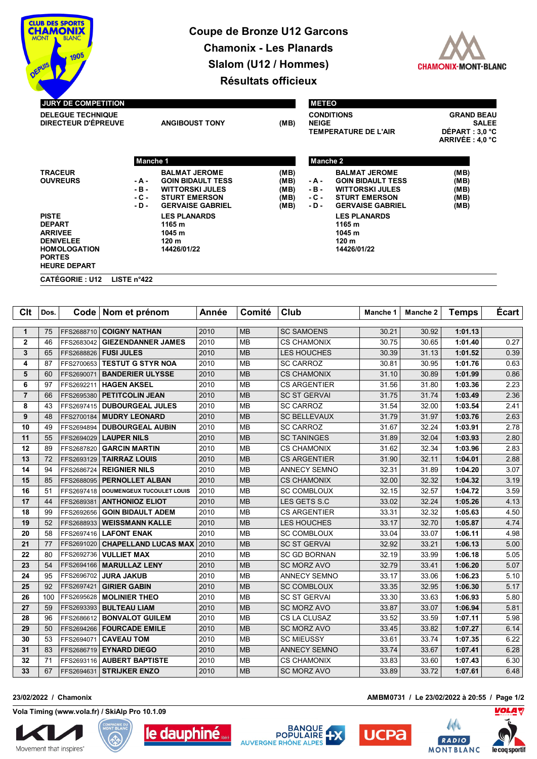# Coupe de Bronze U12 Garcons

## Chamonix - Les Planards

## Slalom (U12 / Hommes)

## Résultats officieux

**JURY DE COMPETITION**

| | | |
|---|---|---|
| DELEGUE TECHNIQUE | | |
| DIRECTEUR D'ÉPREUVE | ANGIBOUST TONY | (MB) |

**METEO**

| | |
|---|---|
| CONDITIONS | GRAND BEAU |
| NEIGE | SALEE |
| TEMPERATURE DE L'AIR | DÉPART : 3,0 °C |
| | ARRIVÉE : 4,0 °C |

| | Manche 1 | | | Manche 2 | |
|---|---|---|---|---|---|
| TRACEUR | | BALMAT JEROME (MB) | | | BALMAT JEROME (MB) |
| OUVREURS | - A - | GOIN BIDAULT TESS (MB) | - A - | | GOIN BIDAULT TESS (MB) |
| | - B - | WITTORSKI JULES (MB) | - B - | | WITTORSKI JULES (MB) |
| | - C - | STURT EMERSON (MB) | - C - | | STURT EMERSON (MB) |
| | - D - | GERVAISE GABRIEL (MB) | - D - | | GERVAISE GABRIEL (MB) |
| PISTE | | LES PLANARDS | | | LES PLANARDS |
| DEPART | | 1165 m | | | 1165 m |
| ARRIVEE | | 1045 m | | | 1045 m |
| DENIVELEE | | 120 m | | | 120 m |
| HOMOLOGATION | | 14426/01/22 | | | 14426/01/22 |
| PORTES | | | | | |
| HEURE DEPART | | | | | |

**CATÉGORIE : U12 LISTE n°422**

| Clt | Dos. | Code | Nom et prénom | Année | Comité | Club | Manche 1 | Manche 2 | Temps | Écart |
|---|---|---|---|---|---|---|---|---|---|---|
| 1 | 75 | FFS2688710 | COIGNY NATHAN | 2010 | MB | SC SAMOENS | 30.21 | 30.92 | 1:01.13 | |
| 2 | 46 | FFS2683042 | GIEZENDANNER JAMES | 2010 | MB | CS CHAMONIX | 30.75 | 30.65 | 1:01.40 | 0.27 |
| 3 | 65 | FFS2688826 | FUSI JULES | 2010 | MB | LES HOUCHES | 30.39 | 31.13 | 1:01.52 | 0.39 |
| 4 | 87 | FFS2700653 | TESTUT G STYR NOA | 2010 | MB | SC CARROZ | 30.81 | 30.95 | 1:01.76 | 0.63 |
| 5 | 60 | FFS2690071 | BANDERIER ULYSSE | 2010 | MB | CS CHAMONIX | 31.10 | 30.89 | 1:01.99 | 0.86 |
| 6 | 97 | FFS2692211 | HAGEN AKSEL | 2010 | MB | CS ARGENTIER | 31.56 | 31.80 | 1:03.36 | 2.23 |
| 7 | 66 | FFS2695380 | PETITCOLIN JEAN | 2010 | MB | SC ST GERVAI | 31.75 | 31.74 | 1:03.49 | 2.36 |
| 8 | 43 | FFS2697415 | DUBOURGEAL JULES | 2010 | MB | SC CARROZ | 31.54 | 32.00 | 1:03.54 | 2.41 |
| 9 | 48 | FFS2700184 | MUDRY LEONARD | 2010 | MB | SC BELLEVAUX | 31.79 | 31.97 | 1:03.76 | 2.63 |
| 10 | 49 | FFS2694894 | DUBOURGEAL AUBIN | 2010 | MB | SC CARROZ | 31.67 | 32.24 | 1:03.91 | 2.78 |
| 11 | 55 | FFS2694029 | LAUPER NILS | 2010 | MB | SC TANINGES | 31.89 | 32.04 | 1:03.93 | 2.80 |
| 12 | 89 | FFS2687820 | GARCIN MARTIN | 2010 | MB | CS CHAMONIX | 31.62 | 32.34 | 1:03.96 | 2.83 |
| 13 | 72 | FFS2693129 | TAIRRAZ LOUIS | 2010 | MB | CS ARGENTIER | 31.90 | 32.11 | 1:04.01 | 2.88 |
| 14 | 94 | FFS2686724 | REIGNIER NILS | 2010 | MB | ANNECY SEMNO | 32.31 | 31.89 | 1:04.20 | 3.07 |
| 15 | 85 | FFS2688095 | PERNOLLET ALBAN | 2010 | MB | CS CHAMONIX | 32.00 | 32.32 | 1:04.32 | 3.19 |
| 16 | 51 | FFS2697418 | DOUMENGEUX TUCOULET LOUIS | 2010 | MB | SC COMBLOUX | 32.15 | 32.57 | 1:04.72 | 3.59 |
| 17 | 44 | FFS2689381 | ANTHONIOZ ELIOT | 2010 | MB | LES GETS S.C | 33.02 | 32.24 | 1:05.26 | 4.13 |
| 18 | 99 | FFS2692656 | GOIN BIDAULT ADEM | 2010 | MB | CS ARGENTIER | 33.31 | 32.32 | 1:05.63 | 4.50 |
| 19 | 52 | FFS2688933 | WEISSMANN KALLE | 2010 | MB | LES HOUCHES | 33.17 | 32.70 | 1:05.87 | 4.74 |
| 20 | 58 | FFS2697416 | LAFONT ENAK | 2010 | MB | SC COMBLOUX | 33.04 | 33.07 | 1:06.11 | 4.98 |
| 21 | 77 | FFS2691020 | CHAPELLAND LUCAS MAX | 2010 | MB | SC ST GERVAI | 32.92 | 33.21 | 1:06.13 | 5.00 |
| 22 | 80 | FFS2692736 | VULLIET MAX | 2010 | MB | SC GD BORNAN | 32.19 | 33.99 | 1:06.18 | 5.05 |
| 23 | 54 | FFS2694166 | MARULLAZ LENY | 2010 | MB | SC MORZ AVO | 32.79 | 33.41 | 1:06.20 | 5.07 |
| 24 | 95 | FFS2696702 | JURA JAKUB | 2010 | MB | ANNECY SEMNO | 33.17 | 33.06 | 1:06.23 | 5.10 |
| 25 | 92 | FFS2697421 | GIRIER GABIN | 2010 | MB | SC COMBLOUX | 33.35 | 32.95 | 1:06.30 | 5.17 |
| 26 | 100 | FFS2695628 | MOLINIER THEO | 2010 | MB | SC ST GERVAI | 33.30 | 33.63 | 1:06.93 | 5.80 |
| 27 | 59 | FFS2693393 | BULTEAU LIAM | 2010 | MB | SC MORZ AVO | 33.87 | 33.07 | 1:06.94 | 5.81 |
| 28 | 96 | FFS2686612 | BONVALOT GUILEM | 2010 | MB | CS LA CLUSAZ | 33.52 | 33.59 | 1:07.11 | 5.98 |
| 29 | 50 | FFS2694266 | FOURCADE EMILE | 2010 | MB | SC MORZ AVO | 33.45 | 33.82 | 1:07.27 | 6.14 |
| 30 | 53 | FFS2694071 | CAVEAU TOM | 2010 | MB | SC MIEUSSY | 33.61 | 33.74 | 1:07.35 | 6.22 |
| 31 | 83 | FFS2686719 | EYNARD DIEGO | 2010 | MB | ANNECY SEMNO | 33.74 | 33.67 | 1:07.41 | 6.28 |
| 32 | 71 | FFS2693116 | AUBERT BAPTISTE | 2010 | MB | CS CHAMONIX | 33.83 | 33.60 | 1:07.43 | 6.30 |
| 33 | 67 | FFS2694631 | STRIJKER ENZO | 2010 | MB | SC MORZ AVO | 33.89 | 33.72 | 1:07.61 | 6.48 |

23/02/2022 / Chamonix — AMBM0731 / Le 23/02/2022 à 20:55

Vola Timing (www.vola.fr) / SkiAlp Pro 10.1.09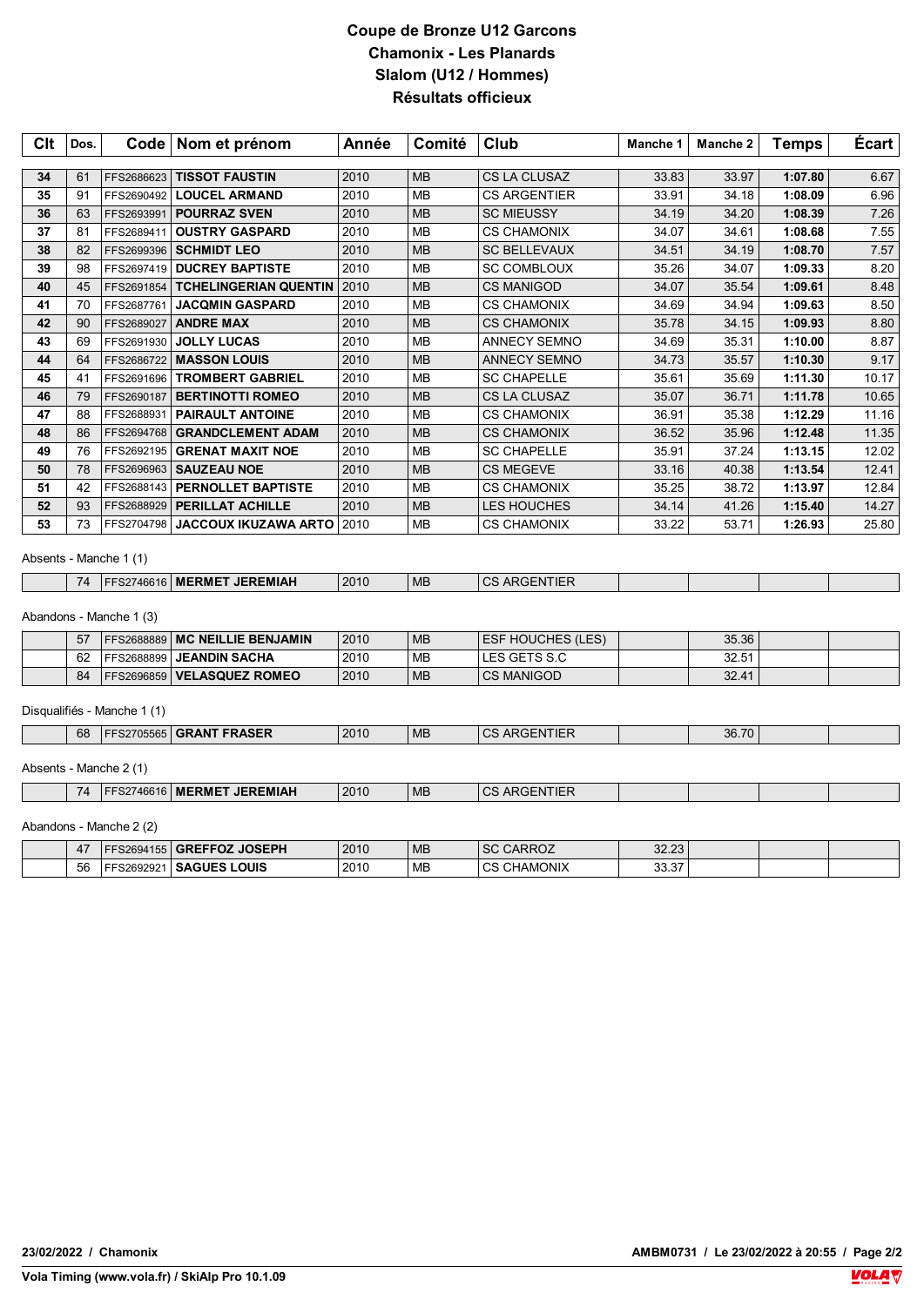# Coupe de Bronze U12 Garcons
## Chamonix - Les Planards
## Slalom (U12 / Hommes)
## Résultats officieux

| Clt | Dos. | Code | Nom et prénom | Année | Comité | Club | Manche 1 | Manche 2 | Temps | Écart |
|---|---|---|---|---|---|---|---|---|---|---|
| 34 | 61 | FFS2686623 | **TISSOT FAUSTIN** | 2010 | MB | CS LA CLUSAZ | 33.83 | 33.97 | **1:07.80** | 6.67 |
| 35 | 91 | FFS2690492 | **LOUCEL ARMAND** | 2010 | MB | CS ARGENTIER | 33.91 | 34.18 | **1:08.09** | 6.96 |
| 36 | 63 | FFS2693991 | **POURRAZ SVEN** | 2010 | MB | SC MIEUSSY | 34.19 | 34.20 | **1:08.39** | 7.26 |
| 37 | 81 | FFS2689411 | **OUSTRY GASPARD** | 2010 | MB | CS CHAMONIX | 34.07 | 34.61 | **1:08.68** | 7.55 |
| 38 | 82 | FFS2699396 | **SCHMIDT LEO** | 2010 | MB | SC BELLEVAUX | 34.51 | 34.19 | **1:08.70** | 7.57 |
| 39 | 98 | FFS2697419 | **DUCREY BAPTISTE** | 2010 | MB | SC COMBLOUX | 35.26 | 34.07 | **1:09.33** | 8.20 |
| 40 | 45 | FFS2691854 | **TCHELINGERIAN QUENTIN** | 2010 | MB | CS MANIGOD | 34.07 | 35.54 | **1:09.61** | 8.48 |
| 41 | 70 | FFS2687761 | **JACQMIN GASPARD** | 2010 | MB | CS CHAMONIX | 34.69 | 34.94 | **1:09.63** | 8.50 |
| 42 | 90 | FFS2689027 | **ANDRE MAX** | 2010 | MB | CS CHAMONIX | 35.78 | 34.15 | **1:09.93** | 8.80 |
| 43 | 69 | FFS2691930 | **JOLLY LUCAS** | 2010 | MB | ANNECY SEMNO | 34.69 | 35.31 | **1:10.00** | 8.87 |
| 44 | 64 | FFS2686722 | **MASSON LOUIS** | 2010 | MB | ANNECY SEMNO | 34.73 | 35.57 | **1:10.30** | 9.17 |
| 45 | 41 | FFS2691696 | **TROMBERT GABRIEL** | 2010 | MB | SC CHAPELLE | 35.61 | 35.69 | **1:11.30** | 10.17 |
| 46 | 79 | FFS2690187 | **BERTINOTTI ROMEO** | 2010 | MB | CS LA CLUSAZ | 35.07 | 36.71 | **1:11.78** | 10.65 |
| 47 | 88 | FFS2688931 | **PAIRAULT ANTOINE** | 2010 | MB | CS CHAMONIX | 36.91 | 35.38 | **1:12.29** | 11.16 |
| 48 | 86 | FFS2694768 | **GRANDCLEMENT ADAM** | 2010 | MB | CS CHAMONIX | 36.52 | 35.96 | **1:12.48** | 11.35 |
| 49 | 76 | FFS2692195 | **GRENAT MAXIT NOE** | 2010 | MB | SC CHAPELLE | 35.91 | 37.24 | **1:13.15** | 12.02 |
| 50 | 78 | FFS2696963 | **SAUZEAU NOE** | 2010 | MB | CS MEGEVE | 33.16 | 40.38 | **1:13.54** | 12.41 |
| 51 | 42 | FFS2688143 | **PERNOLLET BAPTISTE** | 2010 | MB | CS CHAMONIX | 35.25 | 38.72 | **1:13.97** | 12.84 |
| 52 | 93 | FFS2688929 | **PERILLAT ACHILLE** | 2010 | MB | LES HOUCHES | 34.14 | 41.26 | **1:15.40** | 14.27 |
| 53 | 73 | FFS2704798 | **JACCOUX IKUZAWA ARTO** | 2010 | MB | CS CHAMONIX | 33.22 | 53.71 | **1:26.93** | 25.80 |

Absents - Manche 1 (1)

| | | | | | | | | | | |
|---|---|---|---|---|---|---|---|---|---|---|
| | 74 | FFS2746616 | **MERMET JEREMIAH** | 2010 | MB | CS ARGENTIER | | | | |

Abandons - Manche 1 (3)

| | | | | | | | | | | |
|---|---|---|---|---|---|---|---|---|---|---|
| | 57 | FFS2688889 | **MC NEILLIE BENJAMIN** | 2010 | MB | ESF HOUCHES (LES) | | 35.36 | | |
| | 62 | FFS2688899 | **JEANDIN SACHA** | 2010 | MB | LES GETS S.C | | 32.51 | | |
| | 84 | FFS2696859 | **VELASQUEZ ROMEO** | 2010 | MB | CS MANIGOD | | 32.41 | | |

Disqualifiés - Manche 1 (1)

| | | | | | | | | | | |
|---|---|---|---|---|---|---|---|---|---|---|
| | 68 | FFS2705565 | **GRANT FRASER** | 2010 | MB | CS ARGENTIER | | 36.70 | | |

Absents - Manche 2 (1)

| | | | | | | | | | | |
|---|---|---|---|---|---|---|---|---|---|---|
| | 74 | FFS2746616 | **MERMET JEREMIAH** | 2010 | MB | CS ARGENTIER | | | | |

Abandons - Manche 2 (2)

| | | | | | | | | | | |
|---|---|---|---|---|---|---|---|---|---|---|
| | 47 | FFS2694155 | **GREFFOZ JOSEPH** | 2010 | MB | SC CARROZ | 32.23 | | | |
| | 56 | FFS2692921 | **SAGUES LOUIS** | 2010 | MB | CS CHAMONIX | 33.37 | | | |

23/02/2022 / Chamonix — AMBM0731 / Le 23/02/2022 à 20:55

Vola Timing (www.vola.fr) / SkiAlp Pro 10.1.09